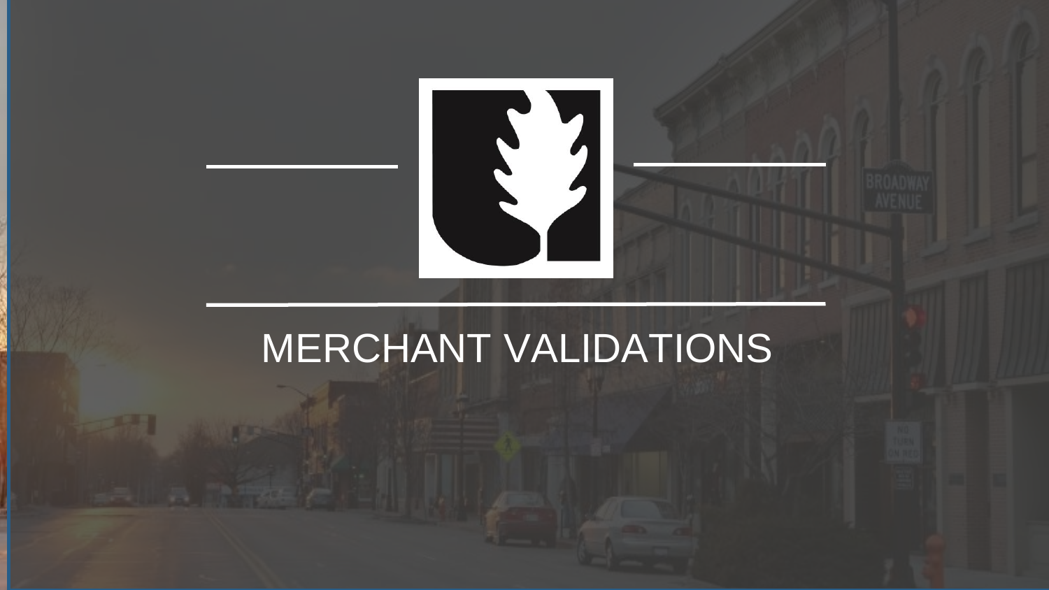# MERCHANT VALIDATIONS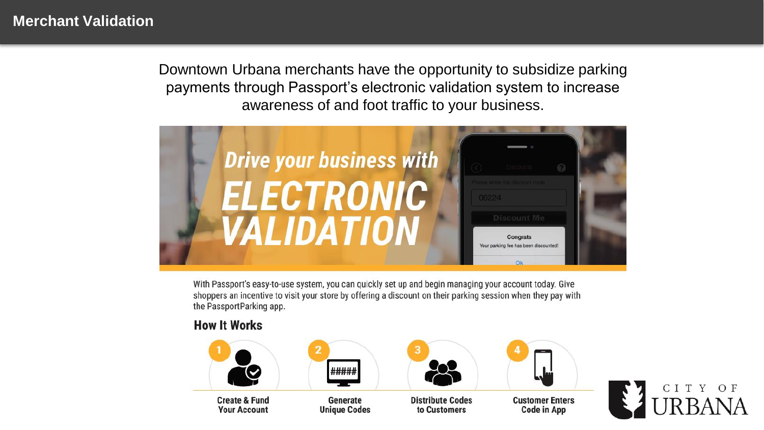# Merchant Validation

Downtown Urbana merchants have the opportunity to subsidize parking payments through Passport's electronic validation system to increase awareness of and foot traffic to your business.

*Drive your business with* **ELECTRONIC VALIDATION**

With Passport's easy-to-use system, you can quickly set up and begin managing your account today. Give shoppers an incentive to visit your store by offering a discount on their parking session when they pay with the PassportParking app.

## How It Works

1. Create & Fund Your Account
2. Generate Unique Codes
3. Distribute Codes to Customers
4. Customer Enters Code in App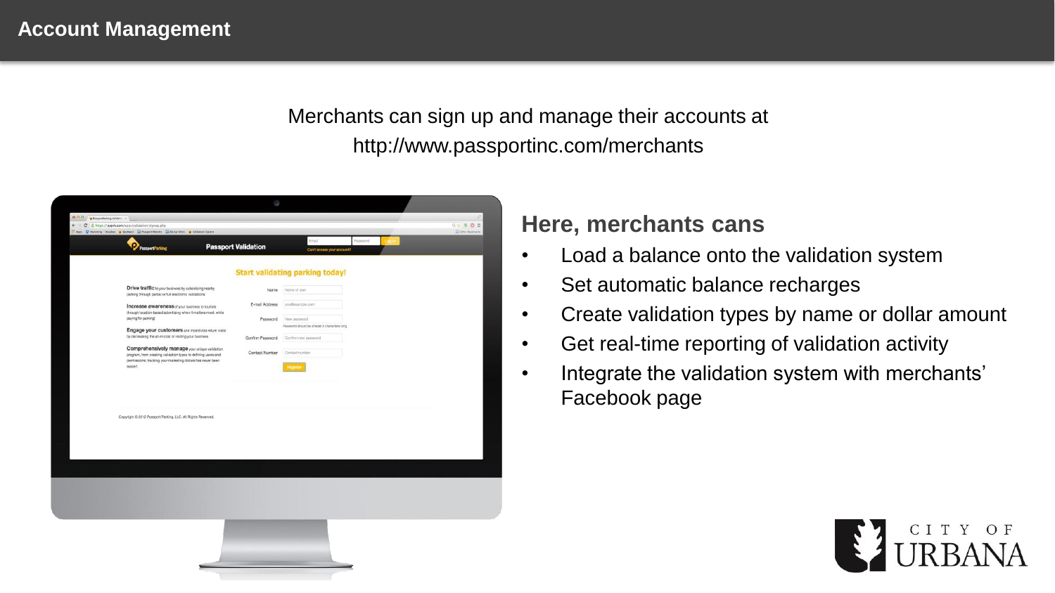# Account Management

Merchants can sign up and manage their accounts at http://www.passportinc.com/merchants

## Here, merchants cans

- Load a balance onto the validation system
- Set automatic balance recharges
- Create validation types by name or dollar amount
- Get real-time reporting of validation activity
- Integrate the validation system with merchants' Facebook page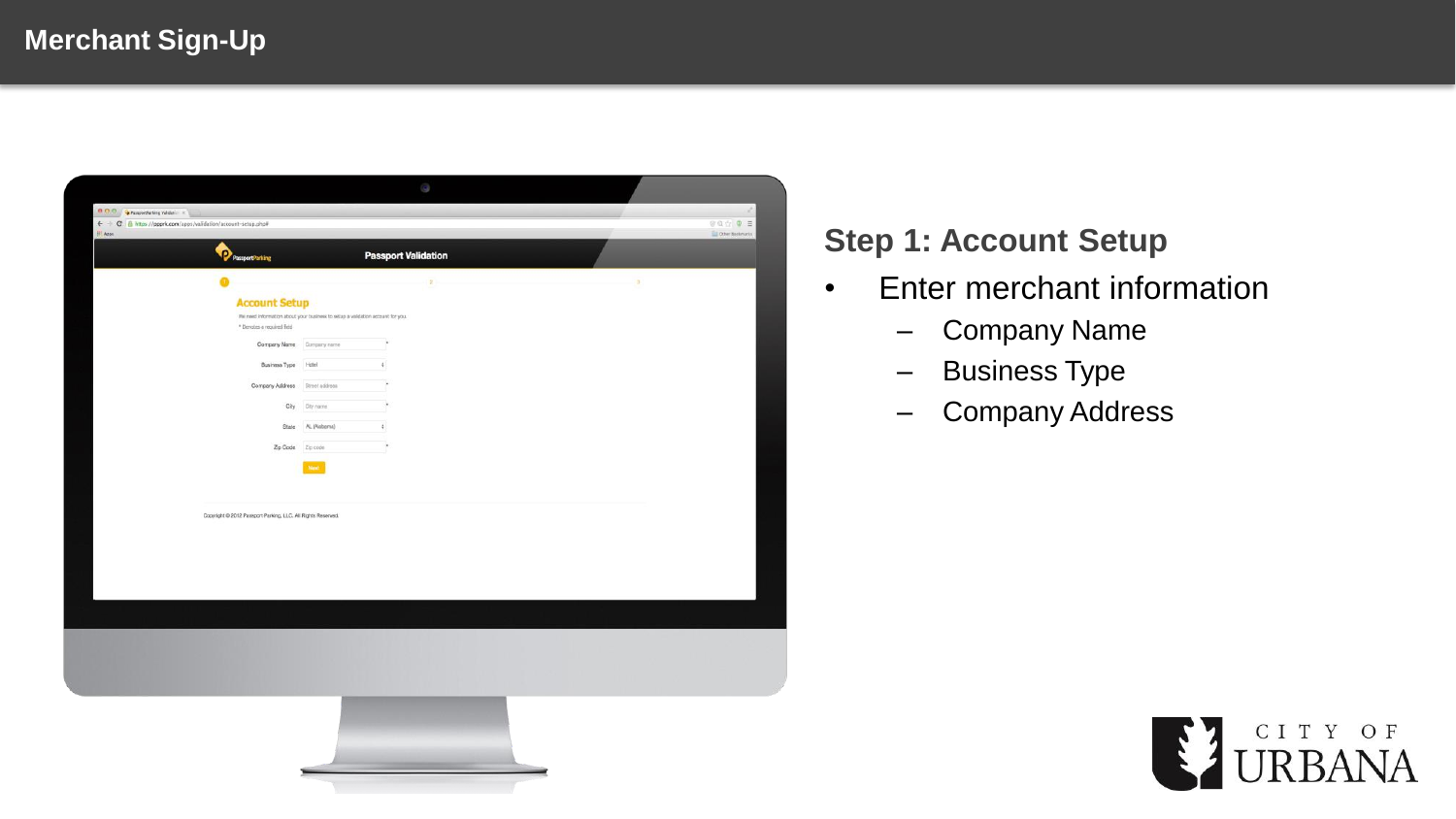# Merchant Sign-Up

## Step 1: Account Setup

- Enter merchant information
  - Company Name
  - Business Type
  - Company Address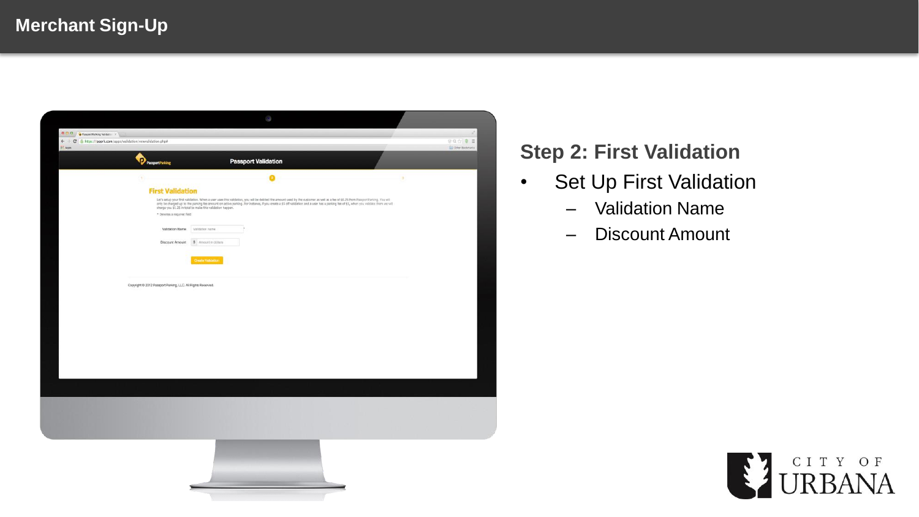# Merchant Sign-Up

## Step 2: First Validation

- Set Up First Validation
  - Validation Name
  - Discount Amount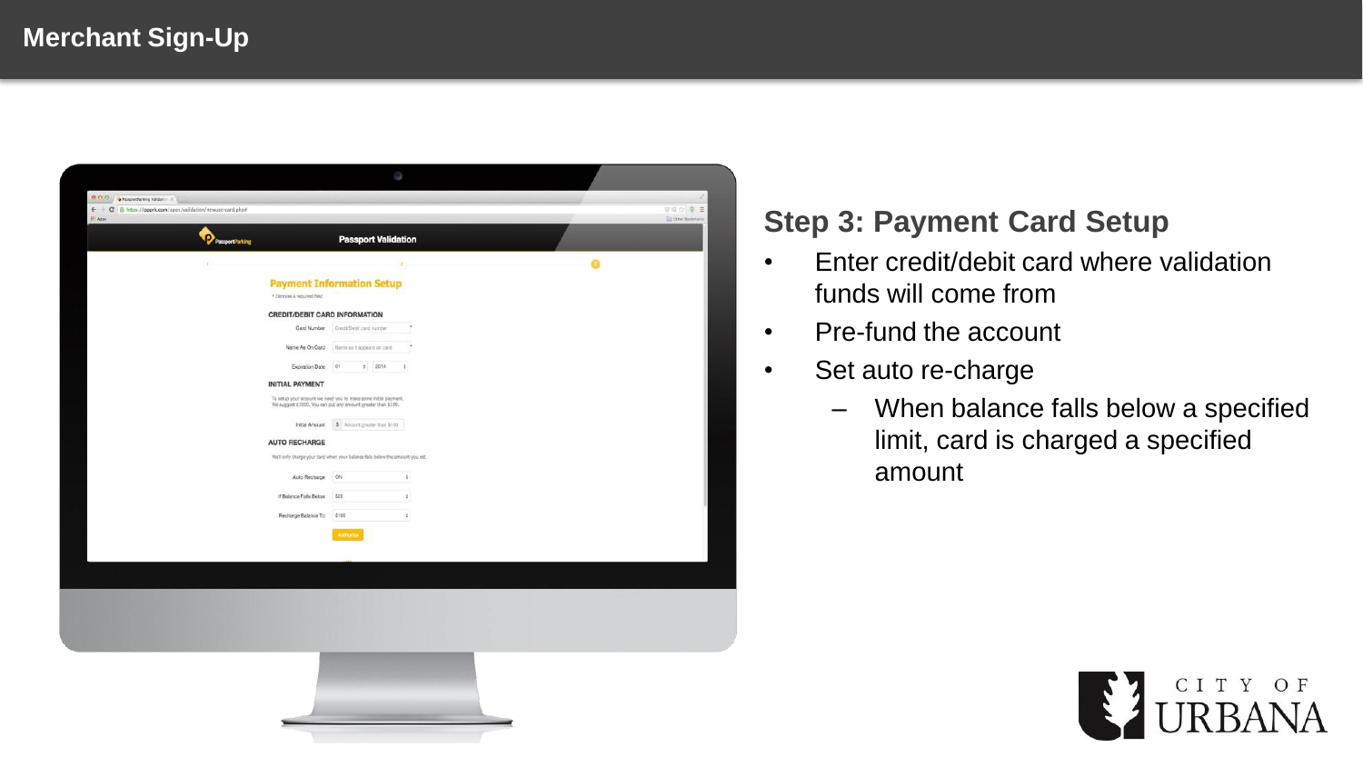# Merchant Sign-Up

## Step 3: Payment Card Setup

- Enter credit/debit card where validation funds will come from
- Pre-fund the account
- Set auto re-charge
  - When balance falls below a specified limit, card is charged a specified amount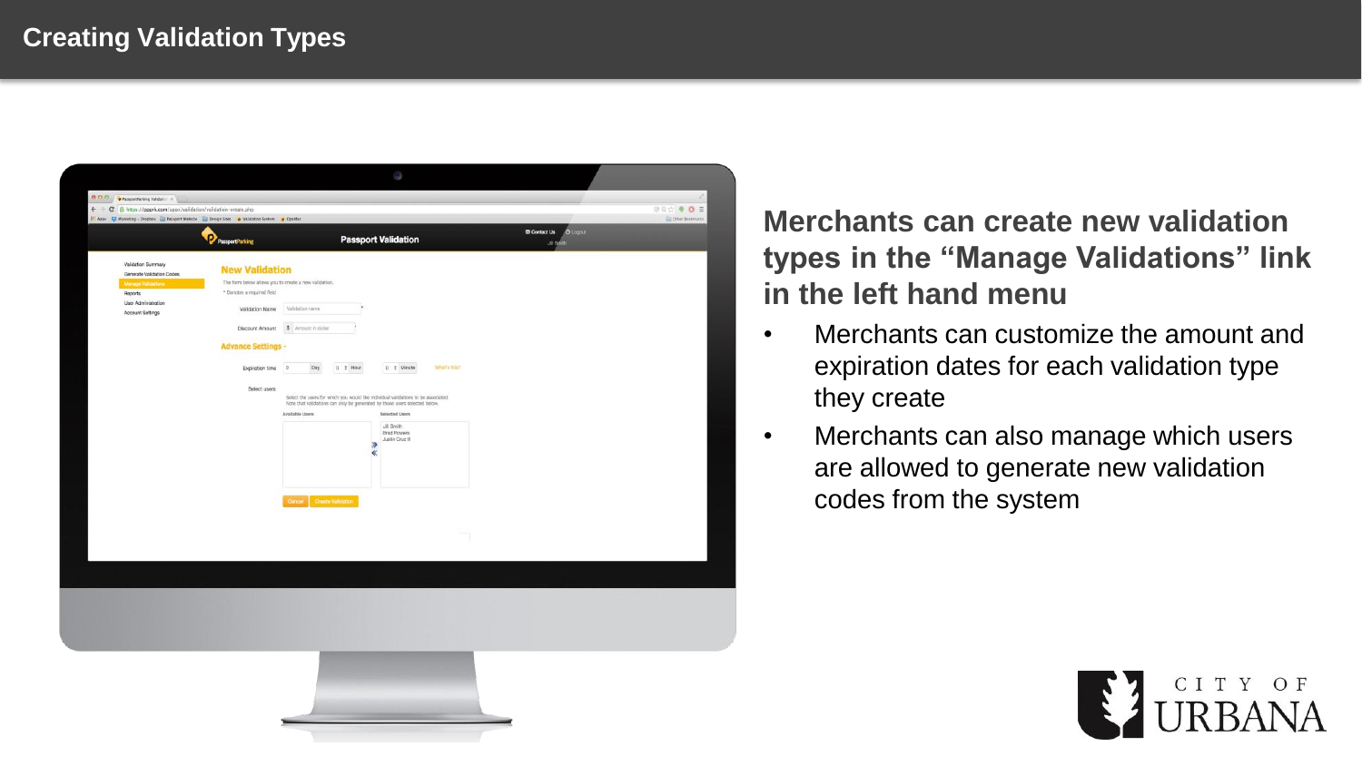# Creating Validation Types

## Merchants can create new validation types in the "Manage Validations" link in the left hand menu

- Merchants can customize the amount and expiration dates for each validation type they create
- Merchants can also manage which users are allowed to generate new validation codes from the system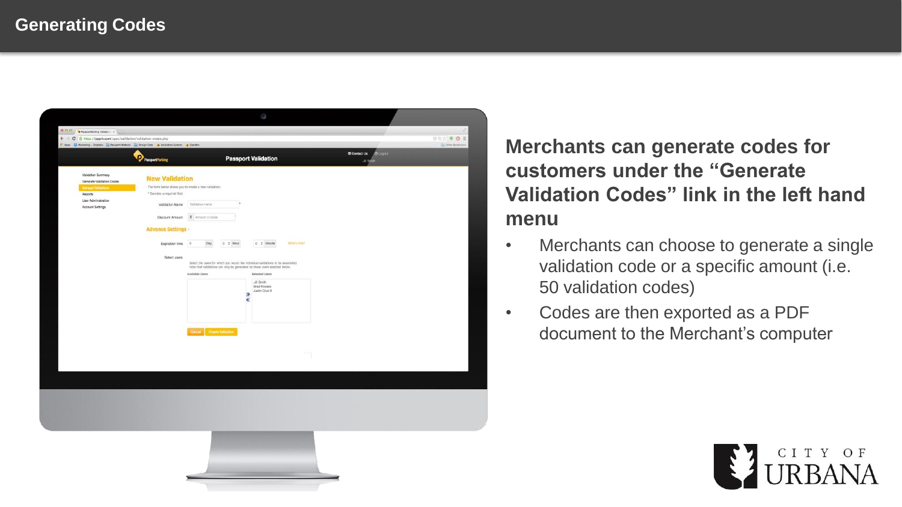# Generating Codes

**Merchants can generate codes for customers under the "Generate Validation Codes" link in the left hand menu**

- Merchants can choose to generate a single validation code or a specific amount (i.e. 50 validation codes)
- Codes are then exported as a PDF document to the Merchant's computer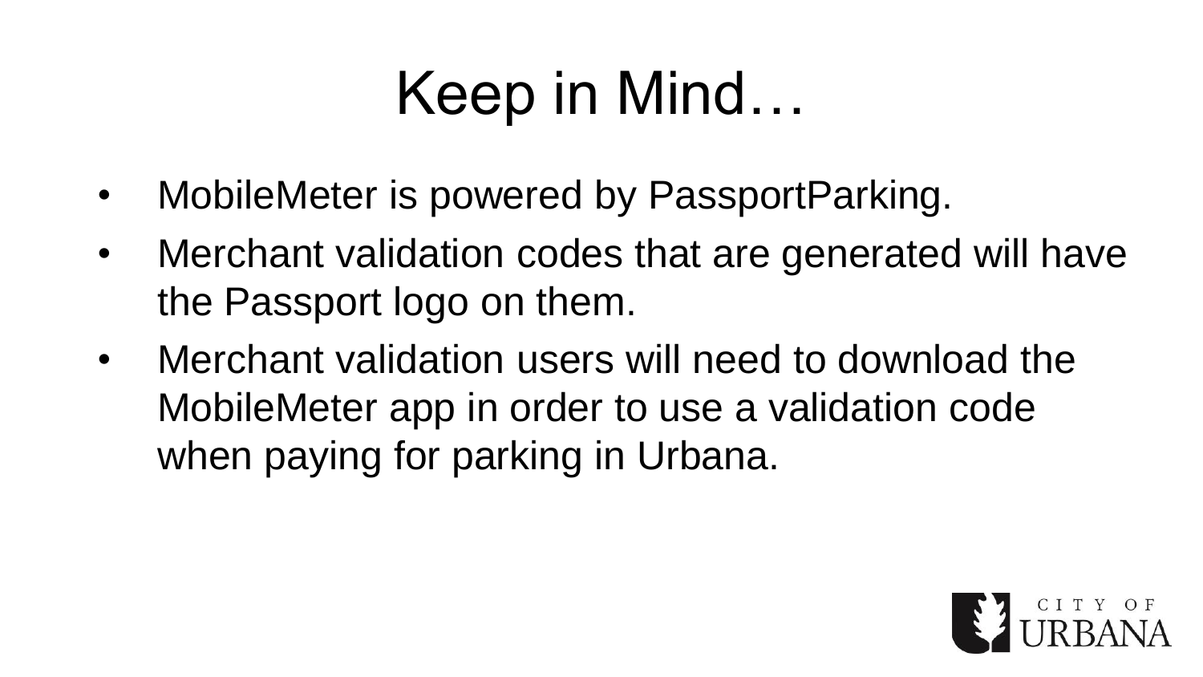# Keep in Mind…

- MobileMeter is powered by PassportParking.
- Merchant validation codes that are generated will have the Passport logo on them.
- Merchant validation users will need to download the MobileMeter app in order to use a validation code when paying for parking in Urbana.

CITY OF URBANA